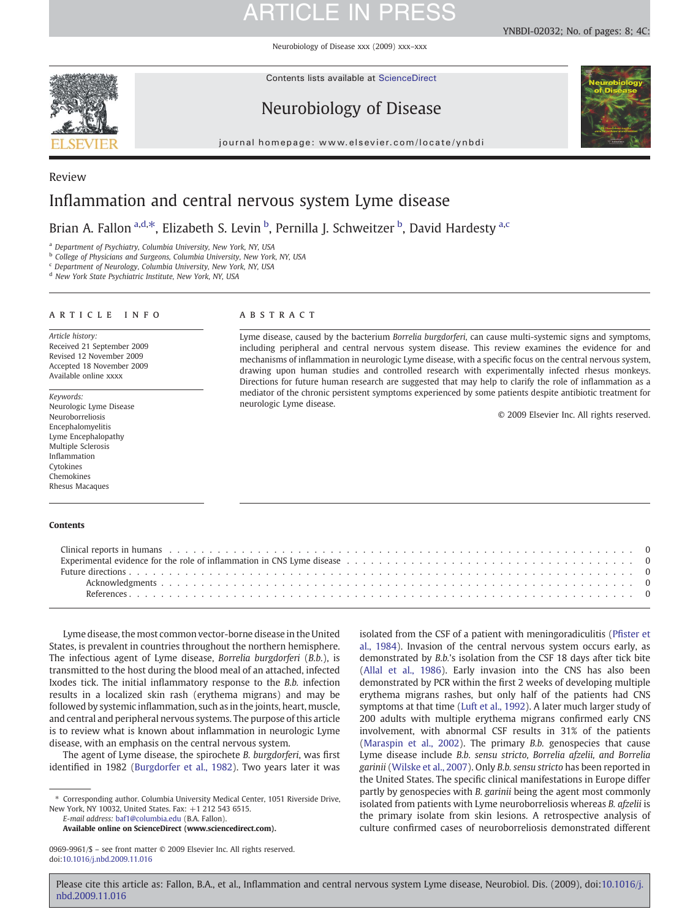Review

# Inflammation and central nervous system Lyme disease

Brian A. Fallon [a,d,*], Elizabeth S. Levin [b], Pernilla J. Schweitzer [b], David Hardesty [a,c]

[a] Department of Psychiatry, Columbia University, New York, NY, USA
[b] College of Physicians and Surgeons, Columbia University, New York, NY, USA
[c] Department of Neurology, Columbia University, New York, NY, USA
[d] New York State Psychiatric Institute, New York, NY, USA

## ARTICLE INFO

*Article history:*
Received 21 September 2009
Revised 12 November 2009
Accepted 18 November 2009
Available online xxxx

*Keywords:*
Neurologic Lyme Disease
Neuroborreliosis
Encephalomyelitis
Lyme Encephalopathy
Multiple Sclerosis
Inflammation
Cytokines
Chemokines
Rhesus Macaques

## ABSTRACT

Lyme disease, caused by the bacterium *Borrelia burgdorferi*, can cause multi-systemic signs and symptoms, including peripheral and central nervous system disease. This review examines the evidence for and mechanisms of inflammation in neurologic Lyme disease, with a specific focus on the central nervous system, drawing upon human studies and controlled research with experimentally infected rhesus monkeys. Directions for future human research are suggested that may help to clarify the role of inflammation as a mediator of the chronic persistent symptoms experienced by some patients despite antibiotic treatment for neurologic Lyme disease.

© 2009 Elsevier Inc. All rights reserved.

**Contents**

- Clinical reports in humans . . . 0
- Experimental evidence for the role of inflammation in CNS Lyme disease . . . 0
- Future directions . . . 0
  - Acknowledgments . . . 0
  - References . . . 0

Lyme disease, the most common vector-borne disease in the United States, is prevalent in countries throughout the northern hemisphere. The infectious agent of Lyme disease, *Borrelia burgdorferi* (*B.b.*), is transmitted to the host during the blood meal of an attached, infected Ixodes tick. The initial inflammatory response to the *B.b.* infection results in a localized skin rash (erythema migrans) and may be followed by systemic inflammation, such as in the joints, heart, muscle, and central and peripheral nervous systems. The purpose of this article is to review what is known about inflammation in neurologic Lyme disease, with an emphasis on the central nervous system.

The agent of Lyme disease, the spirochete *B. burgdorferi*, was first identified in 1982 (Burgdorfer et al., 1982). Two years later it was isolated from the CSF of a patient with meningoradiculitis (Pfister et al., 1984). Invasion of the central nervous system occurs early, as demonstrated by *B.b.*'s isolation from the CSF 18 days after tick bite (Allal et al., 1986). Early invasion into the CNS has also been demonstrated by PCR within the first 2 weeks of developing multiple erythema migrans rashes, but only half of the patients had CNS symptoms at that time (Luft et al., 1992). A later much larger study of 200 adults with multiple erythema migrans confirmed early CNS involvement, with abnormal CSF results in 31% of the patients (Maraspin et al., 2002). The primary *B.b.* genospecies that cause Lyme disease include *B.b. sensu stricto, Borrelia afzelii, and Borrelia garinii* (Wilske et al., 2007). Only *B.b. sensu stricto* has been reported in the United States. The specific clinical manifestations in Europe differ partly by genospecies with *B. garinii* being the agent most commonly isolated from patients with Lyme neuroborreliosis whereas *B. afzelii* is the primary isolate from skin lesions. A retrospective analysis of culture confirmed cases of neuroborreliosis demonstrated different

\* Corresponding author. Columbia University Medical Center, 1051 Riverside Drive, New York, NY 10032, United States. Fax: +1 212 543 6515.
*E-mail address:* baf1@columbia.edu (B.A. Fallon).
**Available online on ScienceDirect (www.sciencedirect.com).**

0969-9961/$ – see front matter © 2009 Elsevier Inc. All rights reserved.
doi:10.1016/j.nbd.2009.11.016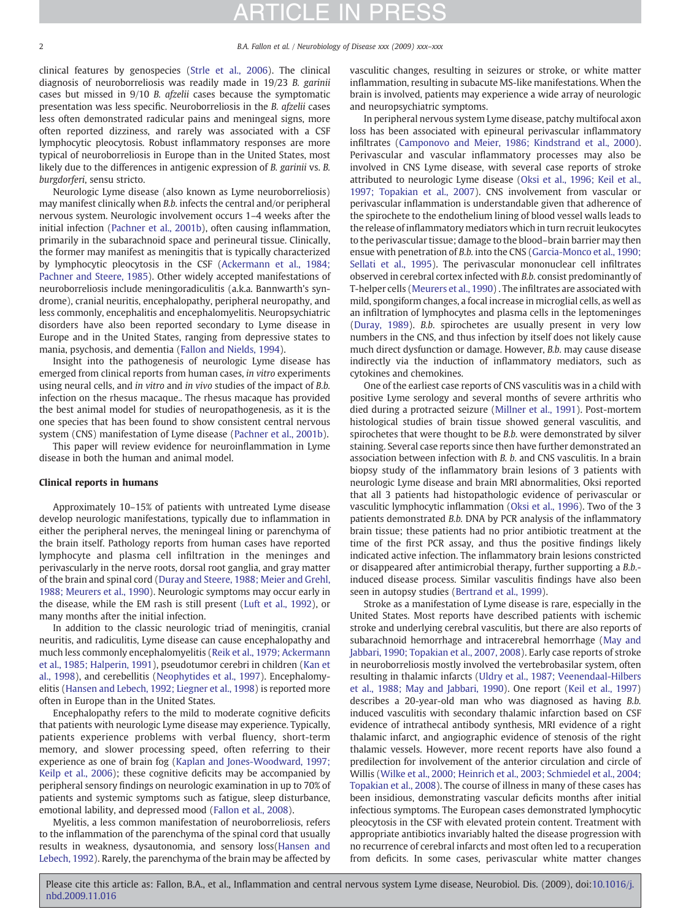clinical features by genospecies (Strle et al., 2006). The clinical diagnosis of neuroborreliosis was readily made in 19/23 *B. garinii* cases but missed in 9/10 *B. afzelii* cases because the symptomatic presentation was less specific. Neuroborreliosis in the *B. afzelii* cases less often demonstrated radicular pains and meningeal signs, more often reported dizziness, and rarely was associated with a CSF lymphocytic pleocytosis. Robust inflammatory responses are more typical of neuroborreliosis in Europe than in the United States, most likely due to the differences in antigenic expression of *B. garinii* vs. *B. burgdorferi*, sensu stricto.

Neurologic Lyme disease (also known as Lyme neuroborreliosis) may manifest clinically when *B.b.* infects the central and/or peripheral nervous system. Neurologic involvement occurs 1–4 weeks after the initial infection (Pachner et al., 2001b), often causing inflammation, primarily in the subarachnoid space and perineural tissue. Clinically, the former may manifest as meningitis that is typically characterized by lymphocytic pleocytosis in the CSF (Ackermann et al., 1984; Pachner and Steere, 1985). Other widely accepted manifestations of neuroborreliosis include meningoradiculitis (a.k.a. Bannwarth's syndrome), cranial neuritis, encephalopathy, peripheral neuropathy, and less commonly, encephalitis and encephalomyelitis. Neuropsychiatric disorders have also been reported secondary to Lyme disease in Europe and in the United States, ranging from depressive states to mania, psychosis, and dementia (Fallon and Nields, 1994).

Insight into the pathogenesis of neurologic Lyme disease has emerged from clinical reports from human cases, *in vitro* experiments using neural cells, and *in vitro* and *in vivo* studies of the impact of *B.b.* infection on the rhesus macaque.. The rhesus macaque has provided the best animal model for studies of neuropathogenesis, as it is the one species that has been found to show consistent central nervous system (CNS) manifestation of Lyme disease (Pachner et al., 2001b).

This paper will review evidence for neuroinflammation in Lyme disease in both the human and animal model.

## Clinical reports in humans

Approximately 10–15% of patients with untreated Lyme disease develop neurologic manifestations, typically due to inflammation in either the peripheral nerves, the meningeal lining or parenchyma of the brain itself. Pathology reports from human cases have reported lymphocyte and plasma cell infiltration in the meninges and perivascularly in the nerve roots, dorsal root ganglia, and gray matter of the brain and spinal cord (Duray and Steere, 1988; Meier and Grehl, 1988; Meurers et al., 1990). Neurologic symptoms may occur early in the disease, while the EM rash is still present (Luft et al., 1992), or many months after the initial infection.

In addition to the classic neurologic triad of meningitis, cranial neuritis, and radiculitis, Lyme disease can cause encephalopathy and much less commonly encephalomyelitis (Reik et al., 1979; Ackermann et al., 1985; Halperin, 1991), pseudotumor cerebri in children (Kan et al., 1998), and cerebellitis (Neophytides et al., 1997). Encephalomyelitis (Hansen and Lebech, 1992; Liegner et al., 1998) is reported more often in Europe than in the United States.

Encephalopathy refers to the mild to moderate cognitive deficits that patients with neurologic Lyme disease may experience. Typically, patients experience problems with verbal fluency, short-term memory, and slower processing speed, often referring to their experience as one of brain fog (Kaplan and Jones-Woodward, 1997; Keilp et al., 2006); these cognitive deficits may be accompanied by peripheral sensory findings on neurologic examination in up to 70% of patients and systemic symptoms such as fatigue, sleep disturbance, emotional lability, and depressed mood (Fallon et al., 2008).

Myelitis, a less common manifestation of neuroborreliosis, refers to the inflammation of the parenchyma of the spinal cord that usually results in weakness, dysautonomia, and sensory loss(Hansen and Lebech, 1992). Rarely, the parenchyma of the brain may be affected by vasculitic changes, resulting in seizures or stroke, or white matter inflammation, resulting in subacute MS-like manifestations. When the brain is involved, patients may experience a wide array of neurologic and neuropsychiatric symptoms.

In peripheral nervous system Lyme disease, patchy multifocal axon loss has been associated with epineural perivascular inflammatory infiltrates (Camponovo and Meier, 1986; Kindstrand et al., 2000). Perivascular and vascular inflammatory processes may also be involved in CNS Lyme disease, with several case reports of stroke attributed to neurologic Lyme disease (Oksi et al., 1996; Keil et al., 1997; Topakian et al., 2007). CNS involvement from vascular or perivascular inflammation is understandable given that adherence of the spirochete to the endothelium lining of blood vessel walls leads to the release of inflammatory mediators which in turn recruit leukocytes to the perivascular tissue; damage to the blood–brain barrier may then ensue with penetration of *B.b.* into the CNS (Garcia-Monco et al., 1990; Sellati et al., 1995). The perivascular mononuclear cell infiltrates observed in cerebral cortex infected with *B.b.* consist predominantly of T-helper cells (Meurers et al., 1990) . The infiltrates are associated with mild, spongiform changes, a focal increase in microglial cells, as well as an infiltration of lymphocytes and plasma cells in the leptomeninges (Duray, 1989). *B.b.* spirochetes are usually present in very low numbers in the CNS, and thus infection by itself does not likely cause much direct dysfunction or damage. However, *B.b.* may cause disease indirectly via the induction of inflammatory mediators, such as cytokines and chemokines.

One of the earliest case reports of CNS vasculitis was in a child with positive Lyme serology and several months of severe arthritis who died during a protracted seizure (Millner et al., 1991). Post-mortem histological studies of brain tissue showed general vasculitis, and spirochetes that were thought to be *B.b.* were demonstrated by silver staining. Several case reports since then have further demonstrated an association between infection with *B. b.* and CNS vasculitis. In a brain biopsy study of the inflammatory brain lesions of 3 patients with neurologic Lyme disease and brain MRI abnormalities, Oksi reported that all 3 patients had histopathologic evidence of perivascular or vasculitic lymphocytic inflammation (Oksi et al., 1996). Two of the 3 patients demonstrated *B.b.* DNA by PCR analysis of the inflammatory brain tissue; these patients had no prior antibiotic treatment at the time of the first PCR assay, and thus the positive findings likely indicated active infection. The inflammatory brain lesions constricted or disappeared after antimicrobial therapy, further supporting a *B.b.*-induced disease process. Similar vasculitis findings have also been seen in autopsy studies (Bertrand et al., 1999).

Stroke as a manifestation of Lyme disease is rare, especially in the United States. Most reports have described patients with ischemic stroke and underlying cerebral vasculitis, but there are also reports of subarachnoid hemorrhage and intracerebral hemorrhage (May and Jabbari, 1990; Topakian et al., 2007, 2008). Early case reports of stroke in neuroborreliosis mostly involved the vertebrobasilar system, often resulting in thalamic infarcts (Uldry et al., 1987; Veenendaal-Hilbers et al., 1988; May and Jabbari, 1990). One report (Keil et al., 1997) describes a 20-year-old man who was diagnosed as having *B.b.* induced vasculitis with secondary thalamic infarction based on CSF evidence of intrathecal antibody synthesis, MRI evidence of a right thalamic infarct, and angiographic evidence of stenosis of the right thalamic vessels. However, more recent reports have also found a predilection for involvement of the anterior circulation and circle of Willis (Wilke et al., 2000; Heinrich et al., 2003; Schmiedel et al., 2004; Topakian et al., 2008). The course of illness in many of these cases has been insidious, demonstrating vascular deficits months after initial infectious symptoms. The European cases demonstrated lymphocytic pleocytosis in the CSF with elevated protein content. Treatment with appropriate antibiotics invariably halted the disease progression with no recurrence of cerebral infarcts and most often led to a recuperation from deficits. In some cases, perivascular white matter changes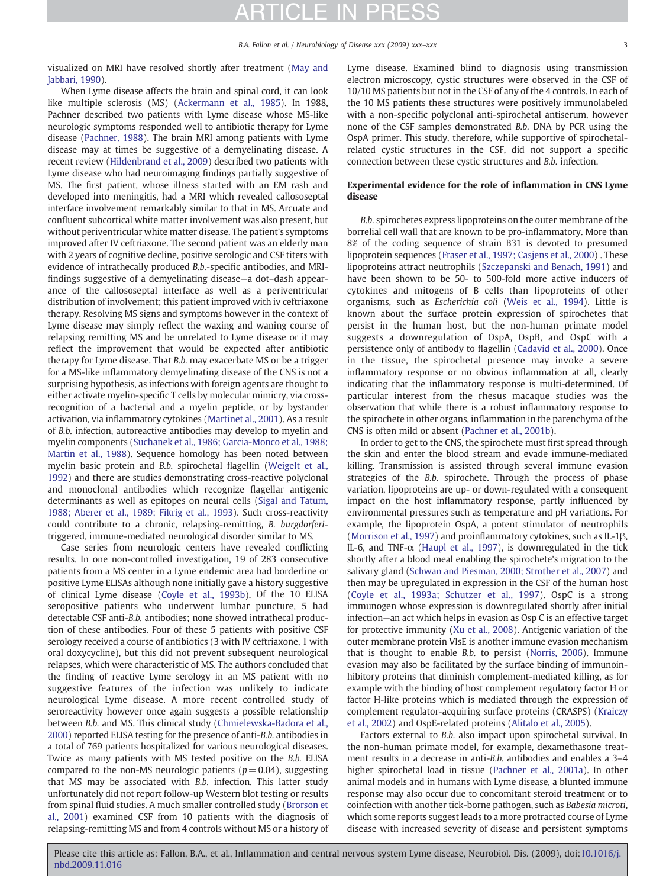visualized on MRI have resolved shortly after treatment (May and Jabbari, 1990).

When Lyme disease affects the brain and spinal cord, it can look like multiple sclerosis (MS) (Ackermann et al., 1985). In 1988, Pachner described two patients with Lyme disease whose MS-like neurologic symptoms responded well to antibiotic therapy for Lyme disease (Pachner, 1988). The brain MRI among patients with Lyme disease may at times be suggestive of a demyelinating disease. A recent review (Hildenbrand et al., 2009) described two patients with Lyme disease who had neuroimaging findings partially suggestive of MS. The first patient, whose illness started with an EM rash and developed into meningitis, had a MRI which revealed callososeptal interface involvement remarkably similar to that in MS. Arcuate and confluent subcortical white matter involvement was also present, but without periventricular white matter disease. The patient's symptoms improved after IV ceftriaxone. The second patient was an elderly man with 2 years of cognitive decline, positive serologic and CSF titers with evidence of intrathecally produced *B.b.*-specific antibodies, and MRI-findings suggestive of a demyelinating disease—a dot–dash appearance of the callososeptal interface as well as a periventricular distribution of involvement; this patient improved with iv ceftriaxone therapy. Resolving MS signs and symptoms however in the context of Lyme disease may simply reflect the waxing and waning course of relapsing remitting MS and be unrelated to Lyme disease or it may reflect the improvement that would be expected after antibiotic therapy for Lyme disease. That *B.b.* may exacerbate MS or be a trigger for a MS-like inflammatory demyelinating disease of the CNS is not a surprising hypothesis, as infections with foreign agents are thought to either activate myelin-specific T cells by molecular mimicry, via cross-recognition of a bacterial and a myelin peptide, or by bystander activation, via inflammatory cytokines (Martinet al., 2001). As a result of *B.b.* infection, autoreactive antibodies may develop to myelin and myelin components (Suchanek et al., 1986; Garcia-Monco et al., 1988; Martin et al., 1988). Sequence homology has been noted between myelin basic protein and *B.b.* spirochetal flagellin (Weigelt et al., 1992) and there are studies demonstrating cross-reactive polyclonal and monoclonal antibodies which recognize flagellar antigenic determinants as well as epitopes on neural cells (Sigal and Tatum, 1988; Aberer et al., 1989; Fikrig et al., 1993). Such cross-reactivity could contribute to a chronic, relapsing-remitting, *B. burgdorferi*-triggered, immune-mediated neurological disorder similar to MS.

Case series from neurologic centers have revealed conflicting results. In one non-controlled investigation, 19 of 283 consecutive patients from a MS center in a Lyme endemic area had borderline or positive Lyme ELISAs although none initially gave a history suggestive of clinical Lyme disease (Coyle et al., 1993b). Of the 10 ELISA seropositive patients who underwent lumbar puncture, 5 had detectable CSF anti-*B.b.* antibodies; none showed intrathecal production of these antibodies. Four of these 5 patients with positive CSF serology received a course of antibiotics (3 with IV ceftriaxone, 1 with oral doxycycline), but this did not prevent subsequent neurological relapses, which were characteristic of MS. The authors concluded that the finding of reactive Lyme serology in an MS patient with no suggestive features of the infection was unlikely to indicate neurological Lyme disease. A more recent controlled study of seroreactivity however once again suggests a possible relationship between *B.b.* and MS. This clinical study (Chmielewska-Badora et al., 2000) reported ELISA testing for the presence of anti-*B.b.* antibodies in a total of 769 patients hospitalized for various neurological diseases. Twice as many patients with MS tested positive on the *B.b.* ELISA compared to the non-MS neurologic patients ($p = 0.04$), suggesting that MS may be associated with *B.b.* infection. This latter study unfortunately did not report follow-up Western blot testing or results from spinal fluid studies. A much smaller controlled study (Brorson et al., 2001) examined CSF from 10 patients with the diagnosis of relapsing-remitting MS and from 4 controls without MS or a history of Lyme disease. Examined blind to diagnosis using transmission electron microscopy, cystic structures were observed in the CSF of 10/10 MS patients but not in the CSF of any of the 4 controls. In each of the 10 MS patients these structures were positively immunolabeled with a non-specific polyclonal anti-spirochetal antiserum, however none of the CSF samples demonstrated *B.b.* DNA by PCR using the OspA primer. This study, therefore, while supportive of spirochetal-related cystic structures in the CSF, did not support a specific connection between these cystic structures and *B.b.* infection.

## Experimental evidence for the role of inflammation in CNS Lyme disease

*B.b.* spirochetes express lipoproteins on the outer membrane of the borrelial cell wall that are known to be pro-inflammatory. More than 8% of the coding sequence of strain B31 is devoted to presumed lipoprotein sequences (Fraser et al., 1997; Casjens et al., 2000). These lipoproteins attract neutrophils (Szczepanski and Benach, 1991) and have been shown to be 50- to 500-fold more active inducers of cytokines and mitogens of B cells than lipoproteins of other organisms, such as *Escherichia coli* (Weis et al., 1994). Little is known about the surface protein expression of spirochetes that persist in the human host, but the non-human primate model suggests a downregulation of OspA, OspB, and OspC with a persistence only of antibody to flagellin (Cadavid et al., 2000). Once in the tissue, the spirochetal presence may invoke a severe inflammatory response or no obvious inflammation at all, clearly indicating that the inflammatory response is multi-determined. Of particular interest from the rhesus macaque studies was the observation that while there is a robust inflammatory response to the spirochete in other organs, inflammation in the parenchyma of the CNS is often mild or absent (Pachner et al., 2001b).

In order to get to the CNS, the spirochete must first spread through the skin and enter the blood stream and evade immune-mediated killing. Transmission is assisted through several immune evasion strategies of the *B.b.* spirochete. Through the process of phase variation, lipoproteins are up- or down-regulated with a consequent impact on the host inflammatory response, partly influenced by environmental pressures such as temperature and pH variations. For example, the lipoprotein OspA, a potent stimulator of neutrophils (Morrison et al., 1997) and proinflammatory cytokines, such as IL-1β, IL-6, and TNF-α (Haupl et al., 1997), is downregulated in the tick shortly after a blood meal enabling the spirochete's migration to the salivary gland (Schwan and Piesman, 2000; Strother et al., 2007) and then may be upregulated in expression in the CSF of the human host (Coyle et al., 1993a; Schutzer et al., 1997). OspC is a strong immunogen whose expression is downregulated shortly after initial infection—an act which helps in evasion as Osp C is an effective target for protective immunity (Xu et al., 2008). Antigenic variation of the outer membrane protein VlsE is another immune evasion mechanism that is thought to enable *B.b.* to persist (Norris, 2006). Immune evasion may also be facilitated by the surface binding of immunoinhibitory proteins that diminish complement-mediated killing, as for example with the binding of host complement regulatory factor H or factor H-like proteins which is mediated through the expression of complement regulator-acquiring surface proteins (CRASPS) (Kraiczy et al., 2002) and OspE-related proteins (Alitalo et al., 2005).

Factors external to *B.b.* also impact upon spirochetal survival. In the non-human primate model, for example, dexamethasone treatment results in a decrease in anti-*B.b.* antibodies and enables a 3–4 higher spirochetal load in tissue (Pachner et al., 2001a). In other animal models and in humans with Lyme disease, a blunted immune response may also occur due to concomitant steroid treatment or to coinfection with another tick-borne pathogen, such as *Babesia microti*, which some reports suggest leads to a more protracted course of Lyme disease with increased severity of disease and persistent symptoms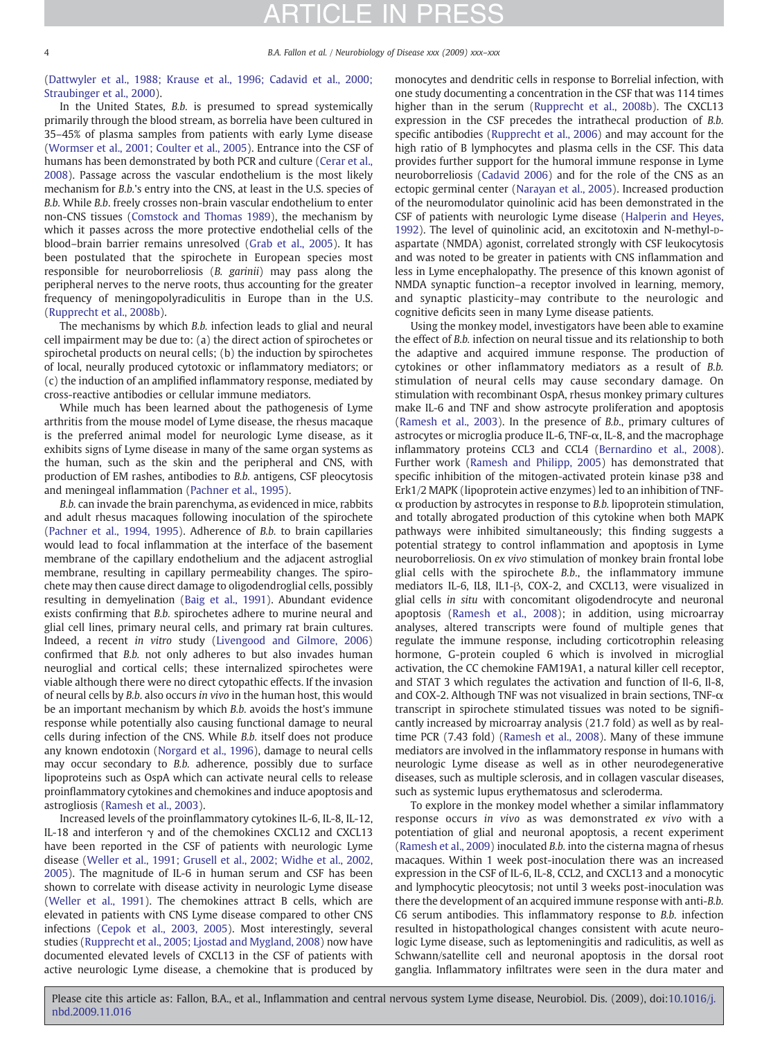(Dattwyler et al., 1988; Krause et al., 1996; Cadavid et al., 2000; Straubinger et al., 2000).

In the United States, *B.b.* is presumed to spread systemically primarily through the blood stream, as borrelia have been cultured in 35–45% of plasma samples from patients with early Lyme disease (Wormser et al., 2001; Coulter et al., 2005). Entrance into the CSF of humans has been demonstrated by both PCR and culture (Cerar et al., 2008). Passage across the vascular endothelium is the most likely mechanism for *B.b.*'s entry into the CNS, at least in the U.S. species of *B.b.* While *B.b.* freely crosses non-brain vascular endothelium to enter non-CNS tissues (Comstock and Thomas 1989), the mechanism by which it passes across the more protective endothelial cells of the blood–brain barrier remains unresolved (Grab et al., 2005). It has been postulated that the spirochete in European species most responsible for neuroborreliosis (*B. garinii*) may pass along the peripheral nerves to the nerve roots, thus accounting for the greater frequency of meningopolyradiculitis in Europe than in the U.S. (Rupprecht et al., 2008b).

The mechanisms by which *B.b.* infection leads to glial and neural cell impairment may be due to: (a) the direct action of spirochetes or spirochetal products on neural cells; (b) the induction by spirochetes of local, neurally produced cytotoxic or inflammatory mediators; or (c) the induction of an amplified inflammatory response, mediated by cross-reactive antibodies or cellular immune mediators.

While much has been learned about the pathogenesis of Lyme arthritis from the mouse model of Lyme disease, the rhesus macaque is the preferred animal model for neurologic Lyme disease, as it exhibits signs of Lyme disease in many of the same organ systems as the human, such as the skin and the peripheral and CNS, with production of EM rashes, antibodies to *B.b.* antigens, CSF pleocytosis and meningeal inflammation (Pachner et al., 1995).

*B.b.* can invade the brain parenchyma, as evidenced in mice, rabbits and adult rhesus macaques following inoculation of the spirochete (Pachner et al., 1994, 1995). Adherence of *B.b.* to brain capillaries would lead to focal inflammation at the interface of the basement membrane of the capillary endothelium and the adjacent astroglial membrane, resulting in capillary permeability changes. The spirochete may then cause direct damage to oligodendroglial cells, possibly resulting in demyelination (Baig et al., 1991). Abundant evidence exists confirming that *B.b.* spirochetes adhere to murine neural and glial cell lines, primary neural cells, and primary rat brain cultures. Indeed, a recent *in vitro* study (Livengood and Gilmore, 2006) confirmed that *B.b.* not only adheres to but also invades human neuroglial and cortical cells; these internalized spirochetes were viable although there were no direct cytopathic effects. If the invasion of neural cells by *B.b.* also occurs *in vivo* in the human host, this would be an important mechanism by which *B.b.* avoids the host's immune response while potentially also causing functional damage to neural cells during infection of the CNS. While *B.b.* itself does not produce any known endotoxin (Norgard et al., 1996), damage to neural cells may occur secondary to *B.b.* adherence, possibly due to surface lipoproteins such as OspA which can activate neural cells to release proinflammatory cytokines and chemokines and induce apoptosis and astrogliosis (Ramesh et al., 2003).

Increased levels of the proinflammatory cytokines IL-6, IL-8, IL-12, IL-18 and interferon $\gamma$ and of the chemokines CXCL12 and CXCL13 have been reported in the CSF of patients with neurologic Lyme disease (Weller et al., 1991; Grusell et al., 2002; Widhe et al., 2002, 2005). The magnitude of IL-6 in human serum and CSF has been shown to correlate with disease activity in neurologic Lyme disease (Weller et al., 1991). The chemokines attract B cells, which are elevated in patients with CNS Lyme disease compared to other CNS infections (Cepok et al., 2003, 2005). Most interestingly, several studies (Rupprecht et al., 2005; Ljostad and Mygland, 2008) now have documented elevated levels of CXCL13 in the CSF of patients with active neurologic Lyme disease, a chemokine that is produced by monocytes and dendritic cells in response to Borrelial infection, with one study documenting a concentration in the CSF that was 114 times higher than in the serum (Rupprecht et al., 2008b). The CXCL13 expression in the CSF precedes the intrathecal production of *B.b.* specific antibodies (Rupprecht et al., 2006) and may account for the high ratio of B lymphocytes and plasma cells in the CSF. This data provides further support for the humoral immune response in Lyme neuroborreliosis (Cadavid 2006) and for the role of the CNS as an ectopic germinal center (Narayan et al., 2005). Increased production of the neuromodulator quinolinic acid has been demonstrated in the CSF of patients with neurologic Lyme disease (Halperin and Heyes, 1992). The level of quinolinic acid, an excitotoxin and N-methyl-D-aspartate (NMDA) agonist, correlated strongly with CSF leukocytosis and was noted to be greater in patients with CNS inflammation and less in Lyme encephalopathy. The presence of this known agonist of NMDA synaptic function–a receptor involved in learning, memory, and synaptic plasticity–may contribute to the neurologic and cognitive deficits seen in many Lyme disease patients.

Using the monkey model, investigators have been able to examine the effect of *B.b.* infection on neural tissue and its relationship to both the adaptive and acquired immune response. The production of cytokines or other inflammatory mediators as a result of *B.b.* stimulation of neural cells may cause secondary damage. On stimulation with recombinant OspA, rhesus monkey primary cultures make IL-6 and TNF and show astrocyte proliferation and apoptosis (Ramesh et al., 2003). In the presence of *B.b.*, primary cultures of astrocytes or microglia produce IL-6, TNF-$\alpha$, IL-8, and the macrophage inflammatory proteins CCL3 and CCL4 (Bernardino et al., 2008). Further work (Ramesh and Philipp, 2005) has demonstrated that specific inhibition of the mitogen-activated protein kinase p38 and Erk1/2 MAPK (lipoprotein active enzymes) led to an inhibition of TNF-$\alpha$ production by astrocytes in response to *B.b.* lipoprotein stimulation, and totally abrogated production of this cytokine when both MAPK pathways were inhibited simultaneously; this finding suggests a potential strategy to control inflammation and apoptosis in Lyme neuroborreliosis. On *ex vivo* stimulation of monkey brain frontal lobe glial cells with the spirochete *B.b.*, the inflammatory immune mediators IL-6, IL8, IL1-$\beta$, COX-2, and CXCL13, were visualized in glial cells *in situ* with concomitant oligodendrocyte and neuronal apoptosis (Ramesh et al., 2008); in addition, using microarray analyses, altered transcripts were found of multiple genes that regulate the immune response, including corticotrophin releasing hormone, G-protein coupled 6 which is involved in microglial activation, the CC chemokine FAM19A1, a natural killer cell receptor, and STAT 3 which regulates the activation and function of Il-6, Il-8, and COX-2. Although TNF was not visualized in brain sections, TNF-$\alpha$ transcript in spirochete stimulated tissues was noted to be significantly increased by microarray analysis (21.7 fold) as well as by real-time PCR (7.43 fold) (Ramesh et al., 2008). Many of these immune mediators are involved in the inflammatory response in humans with neurologic Lyme disease as well as in other neurodegenerative diseases, such as multiple sclerosis, and in collagen vascular diseases, such as systemic lupus erythematosus and scleroderma.

To explore in the monkey model whether a similar inflammatory response occurs *in vivo* as was demonstrated *ex vivo* with a potentiation of glial and neuronal apoptosis, a recent experiment (Ramesh et al., 2009) inoculated *B.b.* into the cisterna magna of rhesus macaques. Within 1 week post-inoculation there was an increased expression in the CSF of IL-6, IL-8, CCL2, and CXCL13 and a monocytic and lymphocytic pleocytosis; not until 3 weeks post-inoculation was there the development of an acquired immune response with anti-*B.b.* C6 serum antibodies. This inflammatory response to *B.b.* infection resulted in histopathological changes consistent with acute neurologic Lyme disease, such as leptomeningitis and radiculitis, as well as Schwann/satellite cell and neuronal apoptosis in the dorsal root ganglia. Inflammatory infiltrates were seen in the dura mater and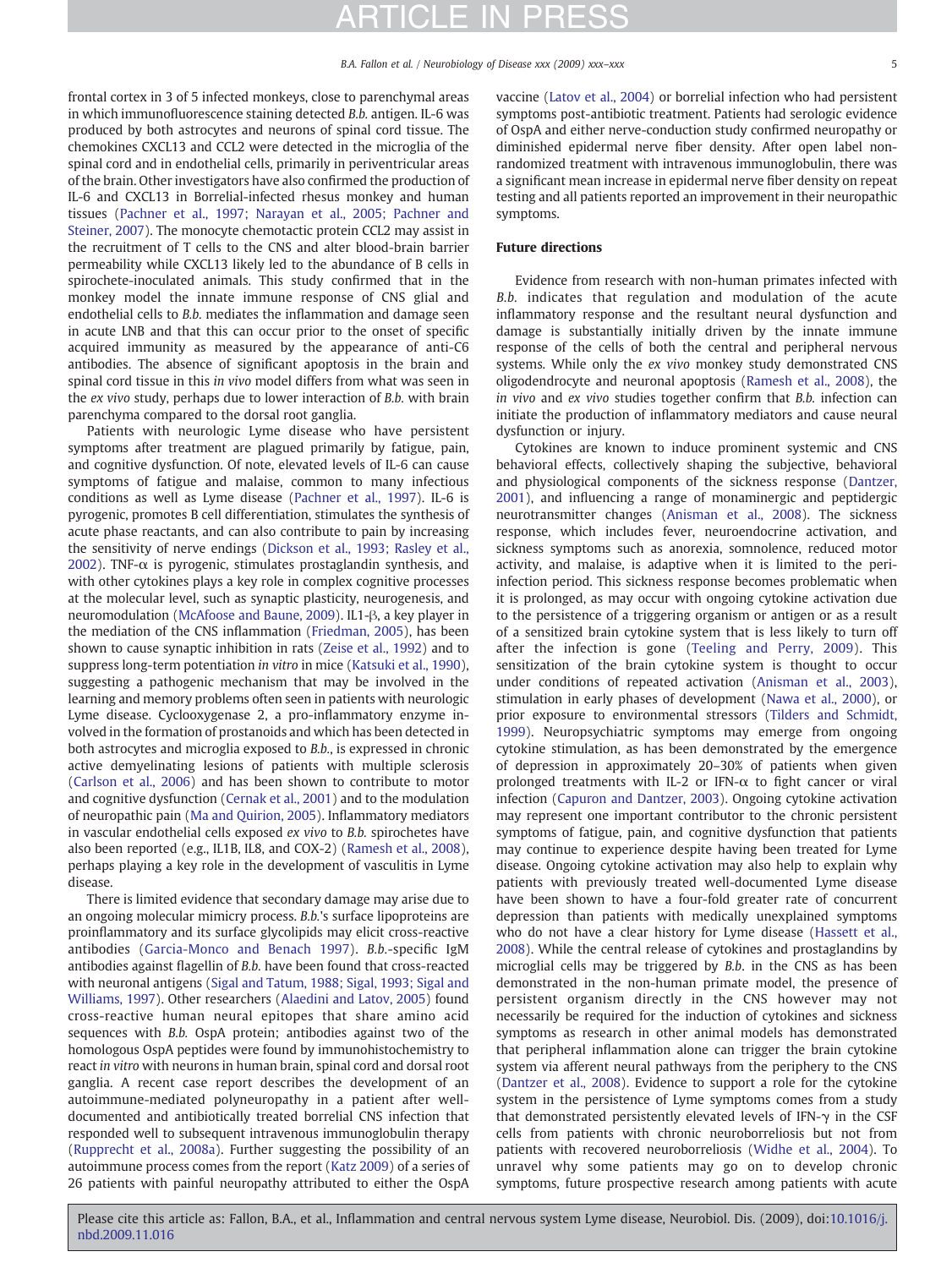frontal cortex in 3 of 5 infected monkeys, close to parenchymal areas in which immunofluorescence staining detected *B.b.* antigen. IL-6 was produced by both astrocytes and neurons of spinal cord tissue. The chemokines CXCL13 and CCL2 were detected in the microglia of the spinal cord and in endothelial cells, primarily in periventricular areas of the brain. Other investigators have also confirmed the production of IL-6 and CXCL13 in Borrelial-infected rhesus monkey and human tissues (Pachner et al., 1997; Narayan et al., 2005; Pachner and Steiner, 2007). The monocyte chemotactic protein CCL2 may assist in the recruitment of T cells to the CNS and alter blood-brain barrier permeability while CXCL13 likely led to the abundance of B cells in spirochete-inoculated animals. This study confirmed that in the monkey model the innate immune response of CNS glial and endothelial cells to *B.b.* mediates the inflammation and damage seen in acute LNB and that this can occur prior to the onset of specific acquired immunity as measured by the appearance of anti-C6 antibodies. The absence of significant apoptosis in the brain and spinal cord tissue in this *in vivo* model differs from what was seen in the *ex vivo* study, perhaps due to lower interaction of *B.b.* with brain parenchyma compared to the dorsal root ganglia.

Patients with neurologic Lyme disease who have persistent symptoms after treatment are plagued primarily by fatigue, pain, and cognitive dysfunction. Of note, elevated levels of IL-6 can cause symptoms of fatigue and malaise, common to many infectious conditions as well as Lyme disease (Pachner et al., 1997). IL-6 is pyrogenic, promotes B cell differentiation, stimulates the synthesis of acute phase reactants, and can also contribute to pain by increasing the sensitivity of nerve endings (Dickson et al., 1993; Rasley et al., 2002). TNF-α is pyrogenic, stimulates prostaglandin synthesis, and with other cytokines plays a key role in complex cognitive processes at the molecular level, such as synaptic plasticity, neurogenesis, and neuromodulation (McAfoose and Baune, 2009). IL1-β, a key player in the mediation of the CNS inflammation (Friedman, 2005), has been shown to cause synaptic inhibition in rats (Zeise et al., 1992) and to suppress long-term potentiation *in vitro* in mice (Katsuki et al., 1990), suggesting a pathogenic mechanism that may be involved in the learning and memory problems often seen in patients with neurologic Lyme disease. Cyclooxygenase 2, a pro-inflammatory enzyme involved in the formation of prostanoids and which has been detected in both astrocytes and microglia exposed to *B.b.*, is expressed in chronic active demyelinating lesions of patients with multiple sclerosis (Carlson et al., 2006) and has been shown to contribute to motor and cognitive dysfunction (Cernak et al., 2001) and to the modulation of neuropathic pain (Ma and Quirion, 2005). Inflammatory mediators in vascular endothelial cells exposed *ex vivo* to *B.b.* spirochetes have also been reported (e.g., IL1B, IL8, and COX-2) (Ramesh et al., 2008), perhaps playing a key role in the development of vasculitis in Lyme disease.

There is limited evidence that secondary damage may arise due to an ongoing molecular mimicry process. *B.b.*'s surface lipoproteins are proinflammatory and its surface glycolipids may elicit cross-reactive antibodies (Garcia-Monco and Benach 1997). *B.b.*-specific IgM antibodies against flagellin of *B.b.* have been found that cross-reacted with neuronal antigens (Sigal and Tatum, 1988; Sigal, 1993; Sigal and Williams, 1997). Other researchers (Alaedini and Latov, 2005) found cross-reactive human neural epitopes that share amino acid sequences with *B.b.* OspA protein; antibodies against two of the homologous OspA peptides were found by immunohistochemistry to react *in vitro* with neurons in human brain, spinal cord and dorsal root ganglia. A recent case report describes the development of an autoimmune-mediated polyneuropathy in a patient after well-documented and antibiotically treated borrelial CNS infection that responded well to subsequent intravenous immunoglobulin therapy (Rupprecht et al., 2008a). Further suggesting the possibility of an autoimmune process comes from the report (Katz 2009) of a series of 26 patients with painful neuropathy attributed to either the OspA vaccine (Latov et al., 2004) or borrelial infection who had persistent symptoms post-antibiotic treatment. Patients had serologic evidence of OspA and either nerve-conduction study confirmed neuropathy or diminished epidermal nerve fiber density. After open label non-randomized treatment with intravenous immunoglobulin, there was a significant mean increase in epidermal nerve fiber density on repeat testing and all patients reported an improvement in their neuropathic symptoms.

## Future directions

Evidence from research with non-human primates infected with *B.b.* indicates that regulation and modulation of the acute inflammatory response and the resultant neural dysfunction and damage is substantially initially driven by the innate immune response of the cells of both the central and peripheral nervous systems. While only the *ex vivo* monkey study demonstrated CNS oligodendrocyte and neuronal apoptosis (Ramesh et al., 2008), the *in vivo* and *ex vivo* studies together confirm that *B.b.* infection can initiate the production of inflammatory mediators and cause neural dysfunction or injury.

Cytokines are known to induce prominent systemic and CNS behavioral effects, collectively shaping the subjective, behavioral and physiological components of the sickness response (Dantzer, 2001), and influencing a range of monaminergic and peptidergic neurotransmitter changes (Anisman et al., 2008). The sickness response, which includes fever, neuroendocrine activation, and sickness symptoms such as anorexia, somnolence, reduced motor activity, and malaise, is adaptive when it is limited to the peri-infection period. This sickness response becomes problematic when it is prolonged, as may occur with ongoing cytokine activation due to the persistence of a triggering organism or antigen or as a result of a sensitized brain cytokine system that is less likely to turn off after the infection is gone (Teeling and Perry, 2009). This sensitization of the brain cytokine system is thought to occur under conditions of repeated activation (Anisman et al., 2003), stimulation in early phases of development (Nawa et al., 2000), or prior exposure to environmental stressors (Tilders and Schmidt, 1999). Neuropsychiatric symptoms may emerge from ongoing cytokine stimulation, as has been demonstrated by the emergence of depression in approximately 20–30% of patients when given prolonged treatments with IL-2 or IFN-α to fight cancer or viral infection (Capuron and Dantzer, 2003). Ongoing cytokine activation may represent one important contributor to the chronic persistent symptoms of fatigue, pain, and cognitive dysfunction that patients may continue to experience despite having been treated for Lyme disease. Ongoing cytokine activation may also help to explain why patients with previously treated well-documented Lyme disease have been shown to have a four-fold greater rate of concurrent depression than patients with medically unexplained symptoms who do not have a clear history for Lyme disease (Hassett et al., 2008). While the central release of cytokines and prostaglandins by microglial cells may be triggered by *B.b.* in the CNS as has been demonstrated in the non-human primate model, the presence of persistent organism directly in the CNS however may not necessarily be required for the induction of cytokines and sickness symptoms as research in other animal models has demonstrated that peripheral inflammation alone can trigger the brain cytokine system via afferent neural pathways from the periphery to the CNS (Dantzer et al., 2008). Evidence to support a role for the cytokine system in the persistence of Lyme symptoms comes from a study that demonstrated persistently elevated levels of IFN-γ in the CSF cells from patients with chronic neuroborreliosis but not from patients with recovered neuroborreliosis (Widhe et al., 2004). To unravel why some patients may go on to develop chronic symptoms, future prospective research among patients with acute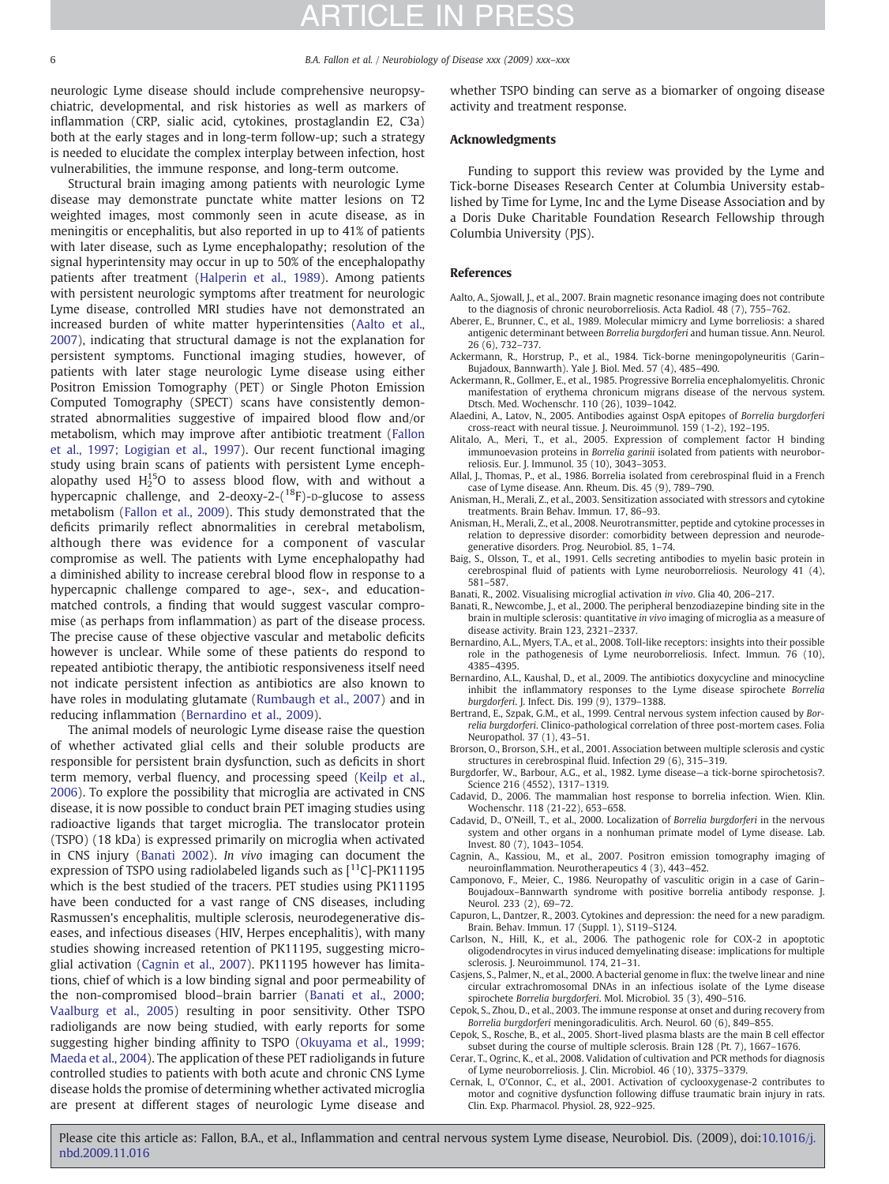neurologic Lyme disease should include comprehensive neuropsychiatric, developmental, and risk histories as well as markers of inflammation (CRP, sialic acid, cytokines, prostaglandin E2, C3a) both at the early stages and in long-term follow-up; such a strategy is needed to elucidate the complex interplay between infection, host vulnerabilities, the immune response, and long-term outcome.

Structural brain imaging among patients with neurologic Lyme disease may demonstrate punctate white matter lesions on T2 weighted images, most commonly seen in acute disease, as in meningitis or encephalitis, but also reported in up to 41% of patients with later disease, such as Lyme encephalopathy; resolution of the signal hyperintensity may occur in up to 50% of the encephalopathy patients after treatment (Halperin et al., 1989). Among patients with persistent neurologic symptoms after treatment for neurologic Lyme disease, controlled MRI studies have not demonstrated an increased burden of white matter hyperintensities (Aalto et al., 2007), indicating that structural damage is not the explanation for persistent symptoms. Functional imaging studies, however, of patients with later stage neurologic Lyme disease using either Positron Emission Tomography (PET) or Single Photon Emission Computed Tomography (SPECT) scans have consistently demonstrated abnormalities suggestive of impaired blood flow and/or metabolism, which may improve after antibiotic treatment (Fallon et al., 1997; Logigian et al., 1997). Our recent functional imaging study using brain scans of patients with persistent Lyme encephalopathy used $H_2^{15}O$ to assess blood flow, with and without a hypercapnic challenge, and 2-deoxy-2-($^{18}$F)-D-glucose to assess metabolism (Fallon et al., 2009). This study demonstrated that the deficits primarily reflect abnormalities in cerebral metabolism, although there was evidence for a component of vascular compromise as well. The patients with Lyme encephalopathy had a diminished ability to increase cerebral blood flow in response to a hypercapnic challenge compared to age-, sex-, and education-matched controls, a finding that would suggest vascular compromise (as perhaps from inflammation) as part of the disease process. The precise cause of these objective vascular and metabolic deficits however is unclear. While some of these patients do respond to repeated antibiotic therapy, the antibiotic responsiveness itself need not indicate persistent infection as antibiotics are also known to have roles in modulating glutamate (Rumbaugh et al., 2007) and in reducing inflammation (Bernardino et al., 2009).

The animal models of neurologic Lyme disease raise the question of whether activated glial cells and their soluble products are responsible for persistent brain dysfunction, such as deficits in short term memory, verbal fluency, and processing speed (Keilp et al., 2006). To explore the possibility that microglia are activated in CNS disease, it is now possible to conduct brain PET imaging studies using radioactive ligands that target microglia. The translocator protein (TSPO) (18 kDa) is expressed primarily on microglia when activated in CNS injury (Banati 2002). *In vivo* imaging can document the expression of TSPO using radiolabeled ligands such as [$^{11}$C]-PK11195 which is the best studied of the tracers. PET studies using PK11195 have been conducted for a vast range of CNS diseases, including Rasmussen's encephalitis, multiple sclerosis, neurodegenerative diseases, and infectious diseases (HIV, Herpes encephalitis), with many studies showing increased retention of PK11195, suggesting microglial activation (Cagnin et al., 2007). PK11195 however has limitations, chief of which is a low binding signal and poor permeability of the non-compromised blood–brain barrier (Banati et al., 2000; Vaalburg et al., 2005) resulting in poor sensitivity. Other TSPO radioligands are now being studied, with early reports for some suggesting higher binding affinity to TSPO (Okuyama et al., 1999; Maeda et al., 2004). The application of these PET radioligands in future controlled studies to patients with both acute and chronic CNS Lyme disease holds the promise of determining whether activated microglia are present at different stages of neurologic Lyme disease and whether TSPO binding can serve as a biomarker of ongoing disease activity and treatment response.

## Acknowledgments

Funding to support this review was provided by the Lyme and Tick-borne Diseases Research Center at Columbia University established by Time for Lyme, Inc and the Lyme Disease Association and by a Doris Duke Charitable Foundation Research Fellowship through Columbia University (PJS).

## References

Aalto, A., Sjowall, J., et al., 2007. Brain magnetic resonance imaging does not contribute to the diagnosis of chronic neuroborreliosis. Acta Radiol. 48 (7), 755–762.

Aberer, E., Brunner, C., et al., 1989. Molecular mimicry and Lyme borreliosis: a shared antigenic determinant between *Borrelia burgdorferi* and human tissue. Ann. Neurol. 26 (6), 732–737.

Ackermann, R., Horstrup, P., et al., 1984. Tick-borne meningopolyneuritis (Garin–Bujadoux, Bannwarth). Yale J. Biol. Med. 57 (4), 485–490.

Ackermann, R., Gollmer, E., et al., 1985. Progressive Borrelia encephalomyelitis. Chronic manifestation of erythema chronicum migrans disease of the nervous system. Dtsch. Med. Wochenschr. 110 (26), 1039–1042.

Alaedini, A., Latov, N., 2005. Antibodies against OspA epitopes of *Borrelia burgdorferi* cross-react with neural tissue. J. Neuroimmunol. 159 (1-2), 192–195.

Alitalo, A., Meri, T., et al., 2005. Expression of complement factor H binding immunoevasion proteins in *Borrelia garinii* isolated from patients with neuroborreliosis. Eur. J. Immunol. 35 (10), 3043–3053.

Allal, J., Thomas, P., et al., 1986. Borrelia isolated from cerebrospinal fluid in a French case of Lyme disease. Ann. Rheum. Dis. 45 (9), 789–790.

Anisman, H., Merali, Z., et al., 2003. Sensitization associated with stressors and cytokine treatments. Brain Behav. Immun. 17, 86–93.

Anisman, H., Merali, Z., et al., 2008. Neurotransmitter, peptide and cytokine processes in relation to depressive disorder: comorbidity between depression and neurodegenerative disorders. Prog. Neurobiol. 85, 1–74.

Baig, S., Olsson, T., et al., 1991. Cells secreting antibodies to myelin basic protein in cerebrospinal fluid of patients with Lyme neuroborreliosis. Neurology 41 (4), 581–587.

Banati, R., 2002. Visualising microglial activation *in vivo*. Glia 40, 206–217.

Banati, R., Newcombe, J., et al., 2000. The peripheral benzodiazepine binding site in the brain in multiple sclerosis: quantitative *in vivo* imaging of microglia as a measure of disease activity. Brain 123, 2321–2337.

Bernardino, A.L., Myers, T.A., et al., 2008. Toll-like receptors: insights into their possible role in the pathogenesis of Lyme neuroborreliosis. Infect. Immun. 76 (10), 4385–4395.

Bernardino, A.L., Kaushal, D., et al., 2009. The antibiotics doxycycline and minocycline inhibit the inflammatory responses to the Lyme disease spirochete *Borrelia burgdorferi*. J. Infect. Dis. 199 (9), 1379–1388.

Bertrand, E., Szpak, G.M., et al., 1999. Central nervous system infection caused by *Borrelia burgdorferi*. Clinico-pathological correlation of three post-mortem cases. Folia Neuropathol. 37 (1), 43–51.

Brorson, O., Brorson, S.H., et al., 2001. Association between multiple sclerosis and cystic structures in cerebrospinal fluid. Infection 29 (6), 315–319.

Burgdorfer, W., Barbour, A.G., et al., 1982. Lyme disease—a tick-borne spirochetosis?. Science 216 (4552), 1317–1319.

Cadavid, D., 2006. The mammalian host response to borrelia infection. Wien. Klin. Wochenschr. 118 (21-22), 653–658.

Cadavid, D., O'Neill, T., et al., 2000. Localization of *Borrelia burgdorferi* in the nervous system and other organs in a nonhuman primate model of Lyme disease. Lab. Invest. 80 (7), 1043–1054.

Cagnin, A., Kassiou, M., et al., 2007. Positron emission tomography imaging of neuroinflammation. Neurotherapeutics 4 (3), 443–452.

Camponovo, F., Meier, C., 1986. Neuropathy of vasculitic origin in a case of Garin–Boujadoux–Bannwarth syndrome with positive borrelia antibody response. J. Neurol. 233 (2), 69–72.

Capuron, L., Dantzer, R., 2003. Cytokines and depression: the need for a new paradigm. Brain. Behav. Immun. 17 (Suppl. 1), S119–S124.

Carlson, N., Hill, K., et al., 2006. The pathogenic role for COX-2 in apoptotic oligodendrocytes in virus induced demyelinating disease: implications for multiple sclerosis. J. Neuroimmunol. 174, 21–31.

Casjens, S., Palmer, N., et al., 2000. A bacterial genome in flux: the twelve linear and nine circular extrachromosomal DNAs in an infectious isolate of the Lyme disease spirochete *Borrelia burgdorferi*. Mol. Microbiol. 35 (3), 490–516.

Cepok, S., Zhou, D., et al., 2003. The immune response at onset and during recovery from *Borrelia burgdorferi* meningoradiculitis. Arch. Neurol. 60 (6), 849–855.

Cepok, S., Rosche, B., et al., 2005. Short-lived plasma blasts are the main B cell effector subset during the course of multiple sclerosis. Brain 128 (Pt. 7), 1667–1676.

Cerar, T., Ogrinc, K., et al., 2008. Validation of cultivation and PCR methods for diagnosis of Lyme neuroborreliosis. J. Clin. Microbiol. 46 (10), 3375–3379.

Cernak, I., O'Connor, C., et al., 2001. Activation of cyclooxygenase-2 contributes to motor and cognitive dysfunction following diffuse traumatic brain injury in rats. Clin. Exp. Pharmacol. Physiol. 28, 922–925.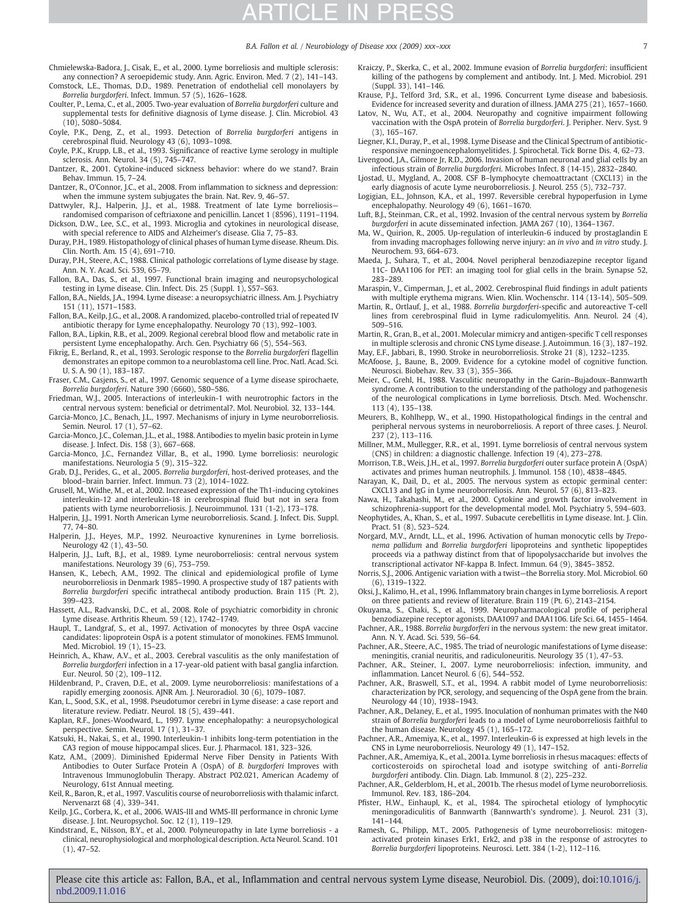Chmielewska-Badora, J., Cisak, E., et al., 2000. Lyme borreliosis and multiple sclerosis: any connection? A seroepidemic study. Ann. Agric. Environ. Med. 7 (2), 141–143.

Comstock, L.E., Thomas, D.D., 1989. Penetration of endothelial cell monolayers by *Borrelia burgdorferi*. Infect. Immun. 57 (5), 1626–1628.

Coulter, P., Lema, C., et al., 2005. Two-year evaluation of *Borrelia burgdorferi* culture and supplemental tests for definitive diagnosis of Lyme disease. J. Clin. Microbiol. 43 (10), 5080–5084.

Coyle, P.K., Deng, Z., et al., 1993. Detection of *Borrelia burgdorferi* antigens in cerebrospinal fluid. Neurology 43 (6), 1093–1098.

Coyle, P.K., Krupp, L.B., et al., 1993. Significance of reactive Lyme serology in multiple sclerosis. Ann. Neurol. 34 (5), 745–747.

Dantzer, R., 2001. Cytokine-induced sickness behavior: where do we stand?. Brain Behav. Immun. 15, 7–24.

Dantzer, R., O'Connor, J.C., et al., 2008. From inflammation to sickness and depression: when the immune system subjugates the brain. Nat. Rev. 9, 46–57.

Dattwyler, R.J., Halperin, J.J., et al., 1988. Treatment of late Lyme borreliosis—randomised comparison of ceftriaxone and penicillin. Lancet 1 (8596), 1191–1194.

Dickson, D.W., Lee, S.C., et al., 1993. Microglia and cytokines in neurological disease, with special reference to AIDS and Alzheimer's disease. Glia 7, 75–83.

Duray, P.H., 1989. Histopathology of clinical phases of human Lyme disease. Rheum. Dis. Clin. North. Am. 15 (4), 691–710.

Duray, P.H., Steere, A.C., 1988. Clinical pathologic correlations of Lyme disease by stage. Ann. N. Y. Acad. Sci. 539, 65–79.

Fallon, B.A., Das, S., et al., 1997. Functional brain imaging and neuropsychological testing in Lyme disease. Clin. Infect. Dis. 25 (Suppl. 1), S57–S63.

Fallon, B.A., Nields, J.A., 1994. Lyme disease: a neuropsychiatric illness. Am. J. Psychiatry 151 (11), 1571–1583.

Fallon, B.A., Keilp, J.G., et al., 2008. A randomized, placebo-controlled trial of repeated IV antibiotic therapy for Lyme encephalopathy. Neurology 70 (13), 992–1003.

Fallon, B.A., Lipkin, R.B., et al., 2009. Regional cerebral blood flow and metabolic rate in persistent Lyme encephalopathy. Arch. Gen. Psychiatry 66 (5), 554–563.

Fikrig, E., Berland, R., et al., 1993. Serologic response to the *Borrelia burgdorferi* flagellin demonstrates an epitope common to a neuroblastoma cell line. Proc. Natl. Acad. Sci. U. S. A. 90 (1), 183–187.

Fraser, C.M., Casjens, S., et al., 1997. Genomic sequence of a Lyme disease spirochaete, *Borrelia burgdorferi*. Nature 390 (6660), 580–586.

Friedman, W.J., 2005. Interactions of interleukin-1 with neurotrophic factors in the central nervous system: beneficial or detrimental?. Mol. Neurobiol. 32, 133–144.

Garcia-Monco, J.C., Benach, J.L., 1997. Mechanisms of injury in Lyme neuroborreliosis. Semin. Neurol. 17 (1), 57–62.

Garcia-Monco, J.C., Coleman, J.L., et al., 1988. Antibodies to myelin basic protein in Lyme disease. J. Infect. Dis. 158 (3), 667–668.

Garcia-Monco, J.C., Fernandez Villar, B., et al., 1990. Lyme borreliosis: neurologic manifestations. Neurologia 5 (9), 315–322.

Grab, D.J., Perides, G., et al., 2005. *Borrelia burgdorferi*, host-derived proteases, and the blood–brain barrier. Infect. Immun. 73 (2), 1014–1022.

Grusell, M., Widhe, M., et al., 2002. Increased expression of the Th1-inducing cytokines interleukin-12 and interleukin-18 in cerebrospinal fluid but not in sera from patients with Lyme neuroborreliosis. J. Neuroimmunol. 131 (1-2), 173–178.

Halperin, J.J., 1991. North American Lyme neuroborreliosis. Scand. J. Infect. Dis. Suppl. 77, 74–80.

Halperin, J.J., Heyes, M.P., 1992. Neuroactive kynurenines in Lyme borreliosis. Neurology 42 (1), 43–50.

Halperin, J.J., Luft, B.J., et al., 1989. Lyme neuroborreliosis: central nervous system manifestations. Neurology 39 (6), 753–759.

Hansen, K., Lebech, A.M., 1992. The clinical and epidemiological profile of Lyme neuroborreliosis in Denmark 1985–1990. A prospective study of 187 patients with *Borrelia burgdorferi* specific intrathecal antibody production. Brain 115 (Pt. 2), 399–423.

Hassett, A.L., Radvanski, D.C., et al., 2008. Role of psychiatric comorbidity in chronic Lyme disease. Arthritis Rheum. 59 (12), 1742–1749.

Haupl, T., Landgraf, S., et al., 1997. Activation of monocytes by three OspA vaccine candidates: lipoprotein OspA is a potent stimulator of monokines. FEMS Immunol. Med. Microbiol. 19 (1), 15–23.

Heinrich, A., Khaw, A.V., et al., 2003. Cerebral vasculitis as the only manifestation of *Borrelia burgdorferi* infection in a 17-year-old patient with basal ganglia infarction. Eur. Neurol. 50 (2), 109–112.

Hildenbrand, P., Craven, D.E., et al., 2009. Lyme neuroborreliosis: manifestations of a rapidly emerging zoonosis. AJNR Am. J. Neuroradiol. 30 (6), 1079–1087.

Kan, L., Sood, S.K., et al., 1998. Pseudotumor cerebri in Lyme disease: a case report and literature review. Pediatr. Neurol. 18 (5), 439–441.

Kaplan, R.F., Jones-Woodward, L., 1997. Lyme encephalopathy: a neuropsychological perspective. Semin. Neurol. 17 (1), 31–37.

Katsuki, H., Nakai, S., et al., 1990. Interleukin-1 inhibits long-term potentiation in the CA3 region of mouse hippocampal slices. Eur. J. Pharmacol. 181, 323–326.

Katz, A.M., (2009). Diminished Epidermal Nerve Fiber Density in Patients With Antibodies to Outer Surface Protein A (OspA) of *B. burgdorferi* Improves with Intravenous Immunoglobulin Therapy. Abstract P02.021, American Academy of Neurology, 61st Annual meeting.

Keil, R., Baron, R., et al., 1997. Vasculitis course of neuroborreliosis with thalamic infarct. Nervenarzt 68 (4), 339–341.

Keilp, J.G., Corbera, K., et al., 2006. WAIS-III and WMS-III performance in chronic Lyme disease. J. Int. Neuropsychol. Soc. 12 (1), 119–129.

Kindstrand, E., Nilsson, B.Y., et al., 2000. Polyneuropathy in late Lyme borreliosis - a clinical, neurophysiological and morphological description. Acta Neurol. Scand. 101 (1), 47–52.

Kraiczy, P., Skerka, C., et al., 2002. Immune evasion of *Borrelia burgdorferi*: insufficient killing of the pathogens by complement and antibody. Int. J. Med. Microbiol. 291 (Suppl. 33), 141–146.

Krause, P.J., Telford 3rd, S.R., et al., 1996. Concurrent Lyme disease and babesiosis. Evidence for increased severity and duration of illness. JAMA 275 (21), 1657–1660.

Latov, N., Wu, A.T., et al., 2004. Neuropathy and cognitive impairment following vaccination with the OspA protein of *Borrelia burgdorferi*. J. Peripher. Nerv. Syst. 9 (3), 165–167.

Liegner, K.J., Duray, P., et al., 1998. Lyme Disease and the Clinical Spectrum of antibiotic-responsive meningoencephalomyelitides. J. Spirochetal. Tick Borne Dis. 4, 62–73.

Livengood, J.A., Gilmore Jr, R.D., 2006. Invasion of human neuronal and glial cells by an infectious strain of *Borrelia burgdorferi*. Microbes Infect. 8 (14-15), 2832–2840.

Ljostad, U., Mygland, A., 2008. CSF B–lymphocyte chemoattractant (CXCL13) in the early diagnosis of acute Lyme neuroborreliosis. J. Neurol. 255 (5), 732–737.

Logigian, E.L., Johnson, K.A., et al., 1997. Reversible cerebral hypoperfusion in Lyme encephalopathy. Neurology 49 (6), 1661–1670.

Luft, B.J., Steinman, C.R., et al., 1992. Invasion of the central nervous system by *Borrelia burgdorferi* in acute disseminated infection. JAMA 267 (10), 1364–1367.

Ma, W., Quirion, R., 2005. Up-regulation of interleukin-6 induced by prostaglandin E from invading macrophages following nerve injury: an *in vivo* and *in vitro* study. J. Neurochem. 93, 664–673.

Maeda, J., Suhara, T., et al., 2004. Novel peripheral benzodiazepine receptor ligand 11C- DAA1106 for PET: an imaging tool for glial cells in the brain. Synapse 52, 283–289.

Maraspin, V., Cimperman, J., et al., 2002. Cerebrospinal fluid findings in adult patients with multiple erythema migrans. Wien. Klin. Wochenschr. 114 (13-14), 505–509.

Martin, R., Ortlauf, J., et al., 1988. *Borrelia burgdorferi*-specific and autoreactive T-cell lines from cerebrospinal fluid in Lyme radiculomyelitis. Ann. Neurol. 24 (4), 509–516.

Martin, R., Gran, B., et al., 2001. Molecular mimicry and antigen-specific T cell responses in multiple sclerosis and chronic CNS Lyme disease. J. Autoimmun. 16 (3), 187–192.

May, E.F., Jabbari, B., 1990. Stroke in neuroborreliosis. Stroke 21 (8), 1232–1235.

McAfoose, J., Baune, B., 2009. Evidence for a cytokine model of cognitive function. Neurosci. Biobehav. Rev. 33 (3), 355–366.

Meier, C., Grehl, H., 1988. Vasculitic neuropathy in the Garin–Bujadoux–Bannwarth syndrome. A contribution to the understanding of the pathology and pathogenesis of the neurological complications in Lyme borreliosis. Dtsch. Med. Wochenschr. 113 (4), 135–138.

Meurers, B., Kohlhepp, W., et al., 1990. Histopathological findings in the central and peripheral nervous systems in neuroborreliosis. A report of three cases. J. Neurol. 237 (2), 113–116.

Millner, M.M., Mullegger, R.R., et al., 1991. Lyme borreliosis of central nervous system (CNS) in children: a diagnostic challenge. Infection 19 (4), 273–278.

Morrison, T.B., Weis, J.H., et al., 1997. *Borrelia burgdorferi* outer surface protein A (OspA) activates and primes human neutrophils. J. Immunol. 158 (10), 4838–4845.

Narayan, K., Dail, D., et al., 2005. The nervous system as ectopic germinal center: CXCL13 and IgG in Lyme neuroborreliosis. Ann. Neurol. 57 (6), 813–823.

Nawa, H., Takahashi, M., et al., 2000. Cytokine and growth factor involvement in schizophrenia-support for the developmental model. Mol. Psychiatry 5, 594–603.

Neophytides, A., Khan, S., et al., 1997. Subacute cerebellitis in Lyme disease. Int. J. Clin. Pract. 51 (8), 523–524.

Norgard, M.V., Arndt, L.L., et al., 1996. Activation of human monocytic cells by *Treponema pallidum* and *Borrelia burgdorferi* lipoproteins and synthetic lipopeptides proceeds via a pathway distinct from that of lipopolysaccharide but involves the transcriptional activator NF-kappa B. Infect. Immun. 64 (9), 3845–3852.

Norris, S.J., 2006. Antigenic variation with a twist—the Borrelia story. Mol. Microbiol. 60 (6), 1319–1322.

Oksi, J., Kalimo, H., et al., 1996. Inflammatory brain changes in Lyme borreliosis. A report on three patients and review of literature. Brain 119 (Pt. 6), 2143–2154.

Okuyama, S., Chaki, S., et al., 1999. Neuropharmacological profile of peripheral benzodiazepine receptor agonists, DAA1097 and DAA1106. Life Sci. 64, 1455–1464.

Pachner, A.R., 1988. *Borrelia burgdorferi* in the nervous system: the new great imitator. Ann. N. Y. Acad. Sci. 539, 56–64.

Pachner, A.R., Steere, A.C., 1985. The triad of neurologic manifestations of Lyme disease: meningitis, cranial neuritis, and radiculoneuritis. Neurology 35 (1), 47–53.

Pachner, A.R., Steiner, I., 2007. Lyme neuroborreliosis: infection, immunity, and inflammation. Lancet Neurol. 6 (6), 544–552.

Pachner, A.R., Braswell, S.T., et al., 1994. A rabbit model of Lyme neuroborreliosis: characterization by PCR, serology, and sequencing of the OspA gene from the brain. Neurology 44 (10), 1938–1943.

Pachner, A.R., Delaney, E., et al., 1995. Inoculation of nonhuman primates with the N40 strain of *Borrelia burgdorferi* leads to a model of Lyme neuroborreliosis faithful to the human disease. Neurology 45 (1), 165–172.

Pachner, A.R., Amemiya, K., et al., 1997. Interleukin-6 is expressed at high levels in the CNS in Lyme neuroborreliosis. Neurology 49 (1), 147–152.

Pachner, A.R., Amemiya, K., et al., 2001a. Lyme borreliosis in rhesus macaques: effects of corticosteroids on spirochetal load and isotype switching of anti-*Borrelia burgdorferi* antibody. Clin. Diagn. Lab. Immunol. 8 (2), 225–232.

Pachner, A.R., Gelderblom, H., et al., 2001b. The rhesus model of Lyme neuroborreliosis. Immunol. Rev. 183, 186–204.

Pfister, H.W., Einhaupl, K., et al., 1984. The spirochetal etiology of lymphocytic meningoradiculitis of Bannwarth (Bannwarth's syndrome). J. Neurol. 231 (3), 141–144.

Ramesh, G., Philipp, M.T., 2005. Pathogenesis of Lyme neuroborreliosis: mitogen-activated protein kinases Erk1, Erk2, and p38 in the response of astrocytes to *Borrelia burgdorferi* lipoproteins. Neurosci. Lett. 384 (1-2), 112–116.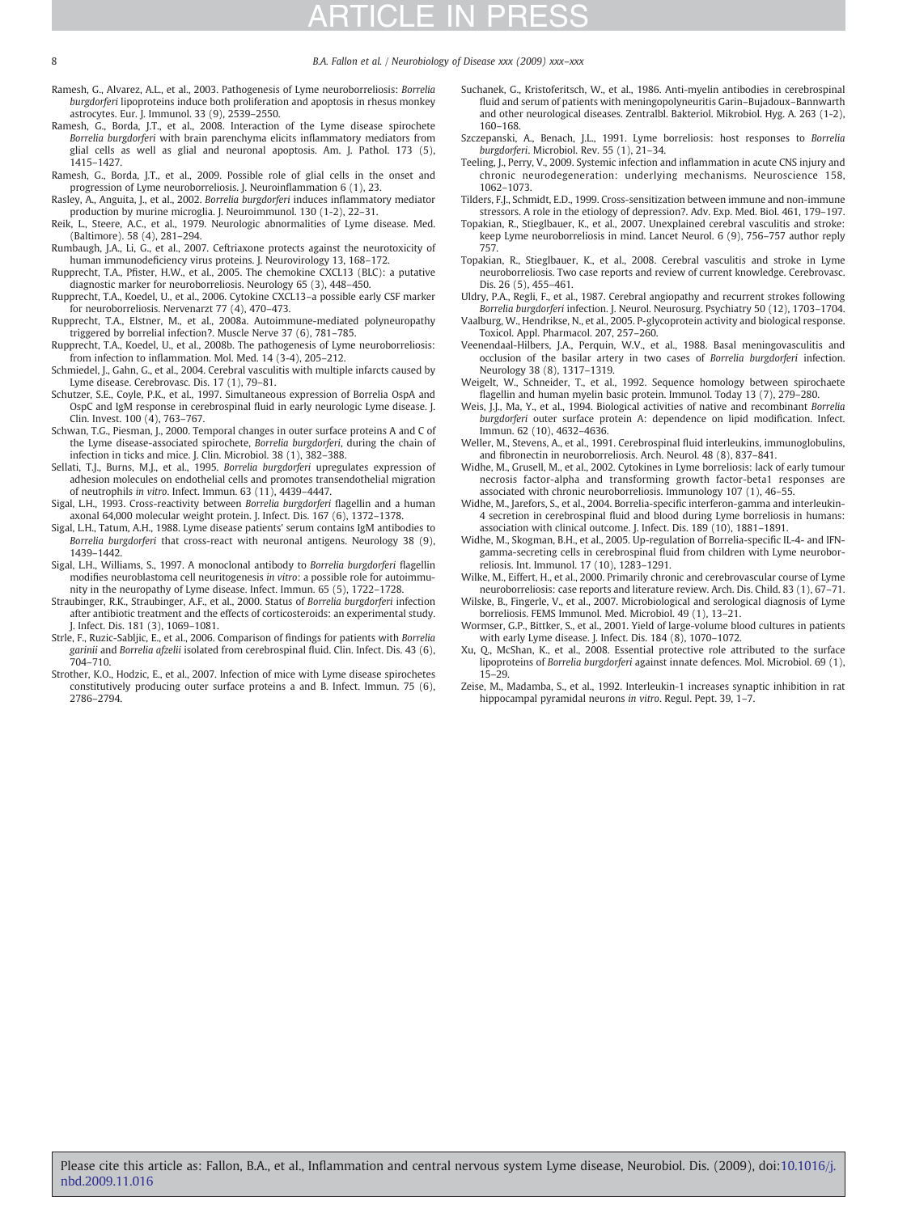Ramesh, G., Alvarez, A.L., et al., 2003. Pathogenesis of Lyme neuroborreliosis: *Borrelia burgdorferi* lipoproteins induce both proliferation and apoptosis in rhesus monkey astrocytes. Eur. J. Immunol. 33 (9), 2539–2550.

Ramesh, G., Borda, J.T., et al., 2008. Interaction of the Lyme disease spirochete *Borrelia burgdorferi* with brain parenchyma elicits inflammatory mediators from glial cells as well as glial and neuronal apoptosis. Am. J. Pathol. 173 (5), 1415–1427.

Ramesh, G., Borda, J.T., et al., 2009. Possible role of glial cells in the onset and progression of Lyme neuroborreliosis. J. Neuroinflammation 6 (1), 23.

Rasley, A., Anguita, J., et al., 2002. *Borrelia burgdorferi* induces inflammatory mediator production by murine microglia. J. Neuroimmunol. 130 (1-2), 22–31.

Reik, L., Steere, A.C., et al., 1979. Neurologic abnormalities of Lyme disease. Med. (Baltimore). 58 (4), 281–294.

Rumbaugh, J.A., Li, G., et al., 2007. Ceftriaxone protects against the neurotoxicity of human immunodeficiency virus proteins. J. Neurovirology 13, 168–172.

Rupprecht, T.A., Pfister, H.W., et al., 2005. The chemokine CXCL13 (BLC): a putative diagnostic marker for neuroborreliosis. Neurology 65 (3), 448–450.

Rupprecht, T.A., Koedel, U., et al., 2006. Cytokine CXCL13–a possible early CSF marker for neuroborreliosis. Nervenarzt 77 (4), 470–473.

Rupprecht, T.A., Elstner, M., et al., 2008a. Autoimmune-mediated polyneuropathy triggered by borrelial infection?. Muscle Nerve 37 (6), 781–785.

Rupprecht, T.A., Koedel, U., et al., 2008b. The pathogenesis of Lyme neuroborreliosis: from infection to inflammation. Mol. Med. 14 (3-4), 205–212.

Schmiedel, J., Gahn, G., et al., 2004. Cerebral vasculitis with multiple infarcts caused by Lyme disease. Cerebrovasc. Dis. 17 (1), 79–81.

Schutzer, S.E., Coyle, P.K., et al., 1997. Simultaneous expression of Borrelia OspA and OspC and IgM response in cerebrospinal fluid in early neurologic Lyme disease. J. Clin. Invest. 100 (4), 763–767.

Schwan, T.G., Piesman, J., 2000. Temporal changes in outer surface proteins A and C of the Lyme disease-associated spirochete, *Borrelia burgdorferi*, during the chain of infection in ticks and mice. J. Clin. Microbiol. 38 (1), 382–388.

Sellati, T.J., Burns, M.J., et al., 1995. *Borrelia burgdorferi* upregulates expression of adhesion molecules on endothelial cells and promotes transendothelial migration of neutrophils *in vitro*. Infect. Immun. 63 (11), 4439–4447.

Sigal, L.H., 1993. Cross-reactivity between *Borrelia burgdorferi* flagellin and a human axonal 64,000 molecular weight protein. J. Infect. Dis. 167 (6), 1372–1378.

Sigal, L.H., Tatum, A.H., 1988. Lyme disease patients' serum contains IgM antibodies to *Borrelia burgdorferi* that cross-react with neuronal antigens. Neurology 38 (9), 1439–1442.

Sigal, L.H., Williams, S., 1997. A monoclonal antibody to *Borrelia burgdorferi* flagellin modifies neuroblastoma cell neuritogenesis *in vitro*: a possible role for autoimmunity in the neuropathy of Lyme disease. Infect. Immun. 65 (5), 1722–1728.

Straubinger, R.K., Straubinger, A.F., et al., 2000. Status of *Borrelia burgdorferi* infection after antibiotic treatment and the effects of corticosteroids: an experimental study. J. Infect. Dis. 181 (3), 1069–1081.

Strle, F., Ruzic-Sabljic, E., et al., 2006. Comparison of findings for patients with *Borrelia garinii* and *Borrelia afzelii* isolated from cerebrospinal fluid. Clin. Infect. Dis. 43 (6), 704–710.

Strother, K.O., Hodzic, E., et al., 2007. Infection of mice with Lyme disease spirochetes constitutively producing outer surface proteins a and B. Infect. Immun. 75 (6), 2786–2794.

Suchanek, G., Kristoferitsch, W., et al., 1986. Anti-myelin antibodies in cerebrospinal fluid and serum of patients with meningopolyneuritis Garin–Bujadoux–Bannwarth and other neurological diseases. Zentralbl. Bakteriol. Mikrobiol. Hyg. A. 263 (1-2), 160–168.

Szczepanski, A., Benach, J.L., 1991. Lyme borreliosis: host responses to *Borrelia burgdorferi*. Microbiol. Rev. 55 (1), 21–34.

Teeling, J., Perry, V., 2009. Systemic infection and inflammation in acute CNS injury and chronic neurodegeneration: underlying mechanisms. Neuroscience 158, 1062–1073.

Tilders, F.J., Schmidt, E.D., 1999. Cross-sensitization between immune and non-immune stressors. A role in the etiology of depression?. Adv. Exp. Med. Biol. 461, 179–197.

Topakian, R., Stieglbauer, K., et al., 2007. Unexplained cerebral vasculitis and stroke: keep Lyme neuroborreliosis in mind. Lancet Neurol. 6 (9), 756–757 author reply 757.

Topakian, R., Stieglbauer, K., et al., 2008. Cerebral vasculitis and stroke in Lyme neuroborreliosis. Two case reports and review of current knowledge. Cerebrovasc. Dis. 26 (5), 455–461.

Uldry, P.A., Regli, F., et al., 1987. Cerebral angiopathy and recurrent strokes following *Borrelia burgdorferi* infection. J. Neurol. Neurosurg. Psychiatry 50 (12), 1703–1704.

Vaalburg, W., Hendrikse, N., et al., 2005. P-glycoprotein activity and biological response. Toxicol. Appl. Pharmacol. 207, 257–260.

Veenendaal-Hilbers, J.A., Perquin, W.V., et al., 1988. Basal meningovasculitis and occlusion of the basilar artery in two cases of *Borrelia burgdorferi* infection. Neurology 38 (8), 1317–1319.

Weigelt, W., Schneider, T., et al., 1992. Sequence homology between spirochaete flagellin and human myelin basic protein. Immunol. Today 13 (7), 279–280.

Weis, J.J., Ma, Y., et al., 1994. Biological activities of native and recombinant *Borrelia burgdorferi* outer surface protein A: dependence on lipid modification. Infect. Immun. 62 (10), 4632–4636.

Weller, M., Stevens, A., et al., 1991. Cerebrospinal fluid interleukins, immunoglobulins, and fibronectin in neuroborreliosis. Arch. Neurol. 48 (8), 837–841.

Widhe, M., Grusell, M., et al., 2002. Cytokines in Lyme borreliosis: lack of early tumour necrosis factor-alpha and transforming growth factor-beta1 responses are associated with chronic neuroborreliosis. Immunology 107 (1), 46–55.

Widhe, M., Jarefors, S., et al., 2004. Borrelia-specific interferon-gamma and interleukin-4 secretion in cerebrospinal fluid and blood during Lyme borreliosis in humans: association with clinical outcome. J. Infect. Dis. 189 (10), 1881–1891.

Widhe, M., Skogman, B.H., et al., 2005. Up-regulation of Borrelia-specific IL-4- and IFN-gamma-secreting cells in cerebrospinal fluid from children with Lyme neuroborreliosis. Int. Immunol. 17 (10), 1283–1291.

Wilke, M., Eiffert, H., et al., 2000. Primarily chronic and cerebrovascular course of Lyme neuroborreliosis: case reports and literature review. Arch. Dis. Child. 83 (1), 67–71.

Wilske, B., Fingerle, V., et al., 2007. Microbiological and serological diagnosis of Lyme borreliosis. FEMS Immunol. Med. Microbiol. 49 (1), 13–21.

Wormser, G.P., Bittker, S., et al., 2001. Yield of large-volume blood cultures in patients with early Lyme disease. J. Infect. Dis. 184 (8), 1070–1072.

Xu, Q., McShan, K., et al., 2008. Essential protective role attributed to the surface lipoproteins of *Borrelia burgdorferi* against innate defences. Mol. Microbiol. 69 (1), 15–29.

Zeise, M., Madamba, S., et al., 1992. Interleukin-1 increases synaptic inhibition in rat hippocampal pyramidal neurons *in vitro*. Regul. Pept. 39, 1–7.

Please cite this article as: Fallon, B.A., et al., Inflammation and central nervous system Lyme disease, Neurobiol. Dis. (2009), doi:10.1016/j.nbd.2009.11.016